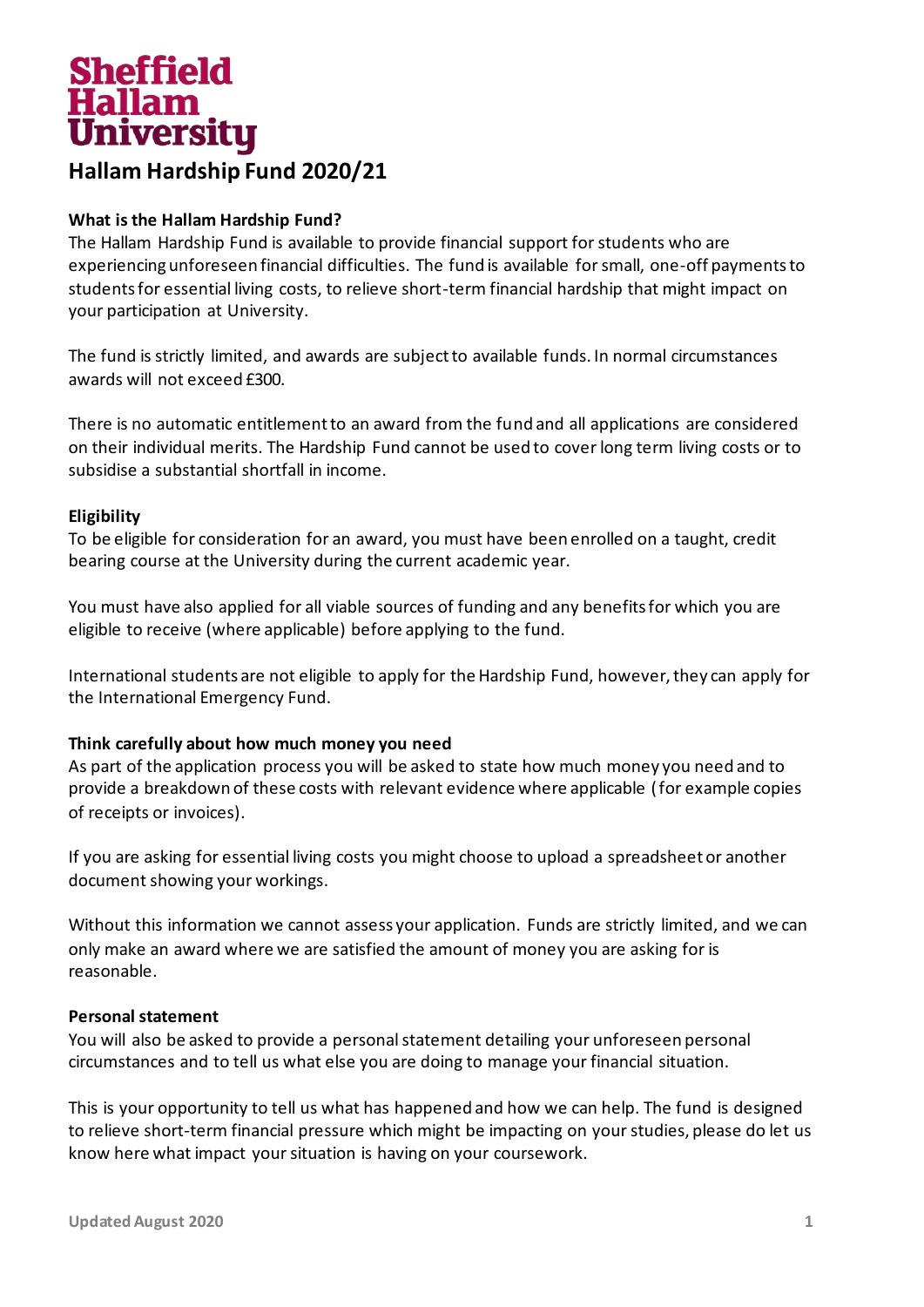Sheffield Hallam University

# Hallam Hardship Fund 2020/21

**What is the Hallam Hardship Fund?**

The Hallam Hardship Fund is available to provide financial support for students who are experiencing unforeseen financial difficulties. The fund is available for small, one-off payments to students for essential living costs, to relieve short-term financial hardship that might impact on your participation at University.

The fund is strictly limited, and awards are subject to available funds. In normal circumstances awards will not exceed £300.

There is no automatic entitlement to an award from the fund and all applications are considered on their individual merits. The Hardship Fund cannot be used to cover long term living costs or to subsidise a substantial shortfall in income.

**Eligibility**

To be eligible for consideration for an award, you must have been enrolled on a taught, credit bearing course at the University during the current academic year.

You must have also applied for all viable sources of funding and any benefits for which you are eligible to receive (where applicable) before applying to the fund.

International students are not eligible to apply for the Hardship Fund, however, they can apply for the International Emergency Fund.

**Think carefully about how much money you need**

As part of the application process you will be asked to state how much money you need and to provide a breakdown of these costs with relevant evidence where applicable (for example copies of receipts or invoices).

If you are asking for essential living costs you might choose to upload a spreadsheet or another document showing your workings.

Without this information we cannot assess your application. Funds are strictly limited, and we can only make an award where we are satisfied the amount of money you are asking for is reasonable.

**Personal statement**

You will also be asked to provide a personal statement detailing your unforeseen personal circumstances and to tell us what else you are doing to manage your financial situation.

This is your opportunity to tell us what has happened and how we can help. The fund is designed to relieve short-term financial pressure which might be impacting on your studies, please do let us know here what impact your situation is having on your coursework.

Updated August 2020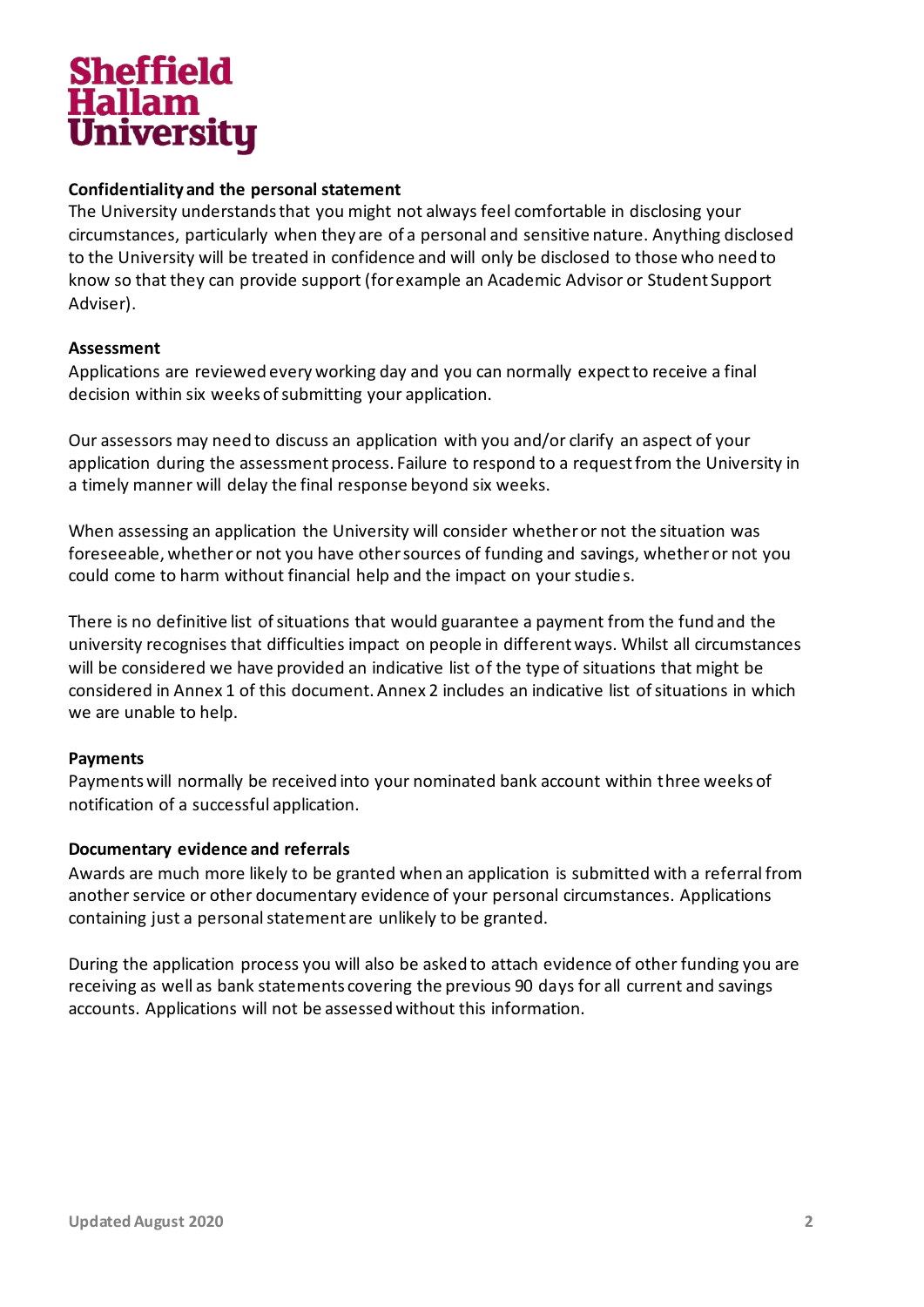Sheffield Hallam University

**Confidentiality and the personal statement**

The University understands that you might not always feel comfortable in disclosing your circumstances, particularly when they are of a personal and sensitive nature. Anything disclosed to the University will be treated in confidence and will only be disclosed to those who need to know so that they can provide support (for example an Academic Advisor or Student Support Adviser).

**Assessment**

Applications are reviewed every working day and you can normally expect to receive a final decision within six weeks of submitting your application.

Our assessors may need to discuss an application with you and/or clarify an aspect of your application during the assessment process. Failure to respond to a request from the University in a timely manner will delay the final response beyond six weeks.

When assessing an application the University will consider whether or not the situation was foreseeable, whether or not you have other sources of funding and savings, whether or not you could come to harm without financial help and the impact on your studies.

There is no definitive list of situations that would guarantee a payment from the fund and the university recognises that difficulties impact on people in different ways. Whilst all circumstances will be considered we have provided an indicative list of the type of situations that might be considered in Annex 1 of this document. Annex 2 includes an indicative list of situations in which we are unable to help.

**Payments**

Payments will normally be received into your nominated bank account within three weeks of notification of a successful application.

**Documentary evidence and referrals**

Awards are much more likely to be granted when an application is submitted with a referral from another service or other documentary evidence of your personal circumstances. Applications containing just a personal statement are unlikely to be granted.

During the application process you will also be asked to attach evidence of other funding you are receiving as well as bank statements covering the previous 90 days for all current and savings accounts. Applications will not be assessed without this information.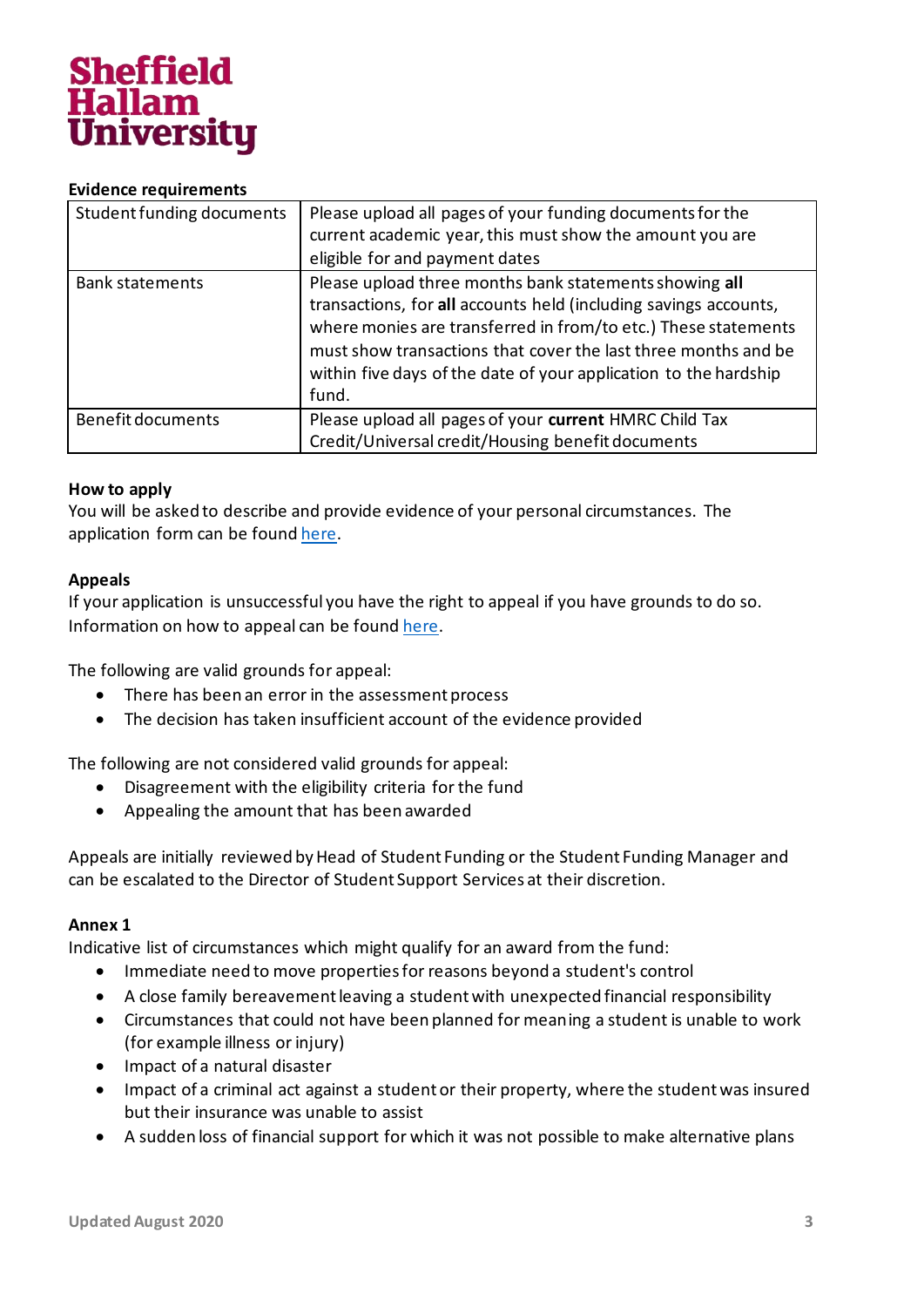**Evidence requirements**

| Student funding documents | Please upload all pages of your funding documents for the current academic year, this must show the amount you are eligible for and payment dates |
|---|---|
| Bank statements | Please upload three months bank statements showing **all** transactions, for **all** accounts held (including savings accounts, where monies are transferred in from/to etc.) These statements must show transactions that cover the last three months and be within five days of the date of your application to the hardship fund. |
| Benefit documents | Please upload all pages of your **current** HMRC Child Tax Credit/Universal credit/Housing benefit documents |

**How to apply**

You will be asked to describe and provide evidence of your personal circumstances. The application form can be found here.

**Appeals**

If your application is unsuccessful you have the right to appeal if you have grounds to do so. Information on how to appeal can be found here.

The following are valid grounds for appeal:

- There has been an error in the assessment process
- The decision has taken insufficient account of the evidence provided

The following are not considered valid grounds for appeal:

- Disagreement with the eligibility criteria for the fund
- Appealing the amount that has been awarded

Appeals are initially reviewed by Head of Student Funding or the Student Funding Manager and can be escalated to the Director of Student Support Services at their discretion.

**Annex 1**

Indicative list of circumstances which might qualify for an award from the fund:

- Immediate need to move properties for reasons beyond a student's control
- A close family bereavement leaving a student with unexpected financial responsibility
- Circumstances that could not have been planned for meaning a student is unable to work (for example illness or injury)
- Impact of a natural disaster
- Impact of a criminal act against a student or their property, where the student was insured but their insurance was unable to assist
- A sudden loss of financial support for which it was not possible to make alternative plans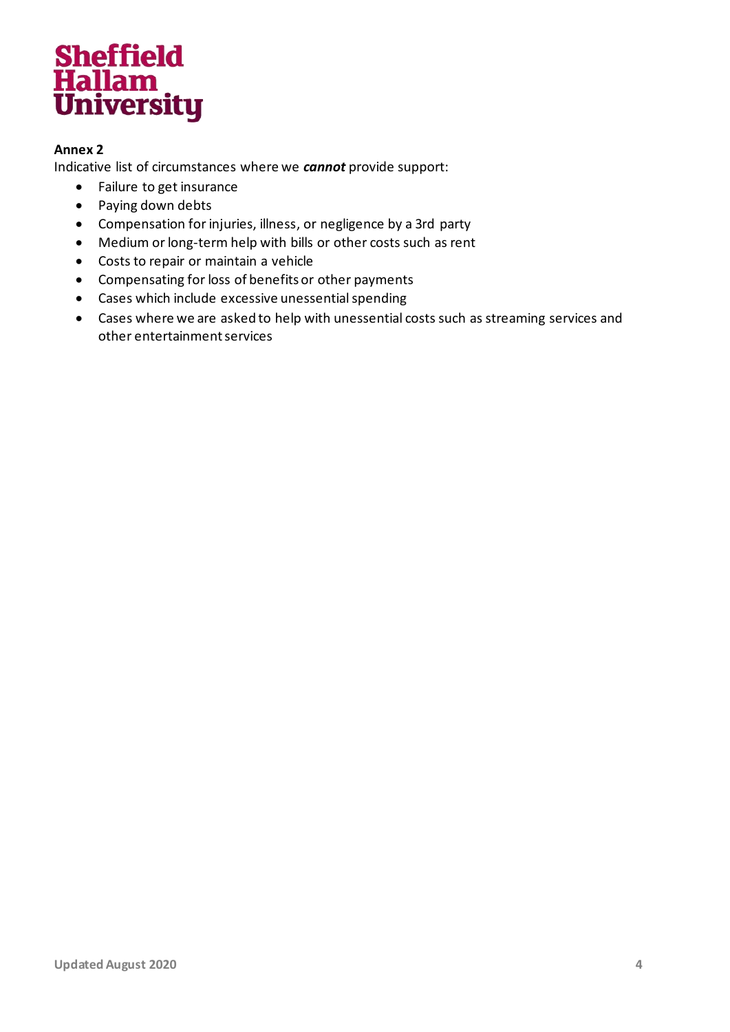**Annex 2**

Indicative list of circumstances where we ***cannot*** provide support:

- Failure to get insurance
- Paying down debts
- Compensation for injuries, illness, or negligence by a 3rd party
- Medium or long-term help with bills or other costs such as rent
- Costs to repair or maintain a vehicle
- Compensating for loss of benefits or other payments
- Cases which include excessive unessential spending
- Cases where we are asked to help with unessential costs such as streaming services and other entertainment services